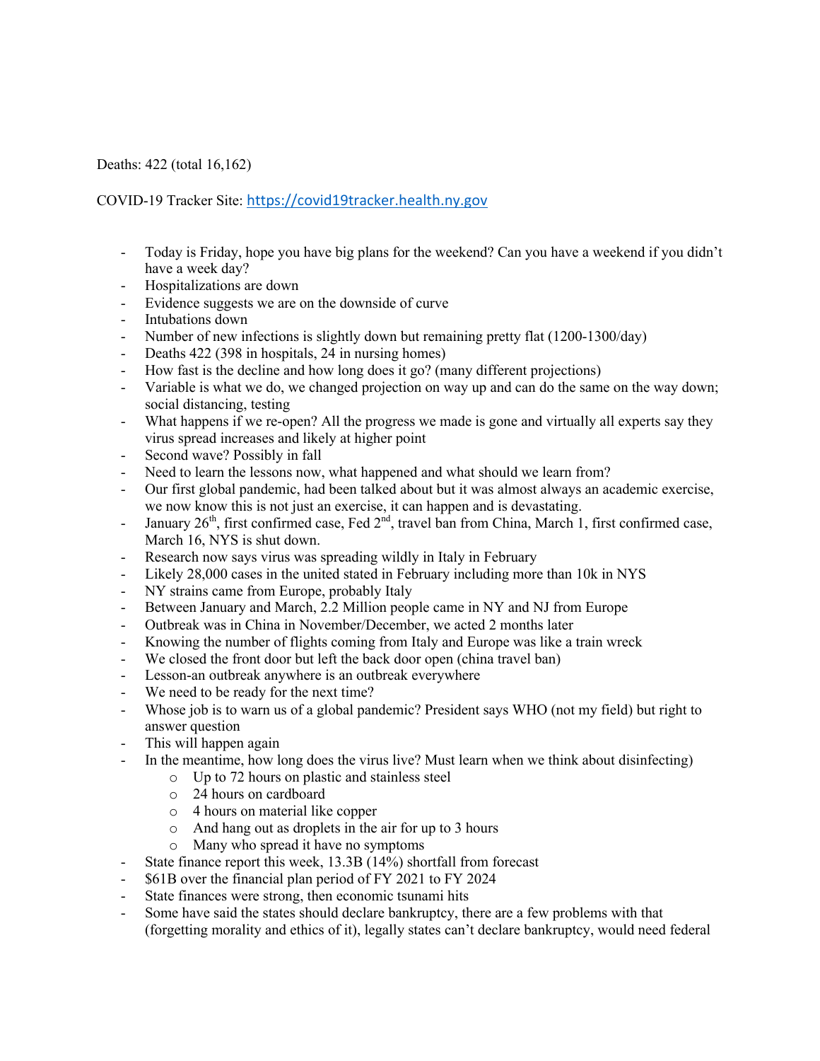Deaths: 422 (total 16,162)

COVID-19 Tracker Site: https://covid19tracker.health.ny.gov

- Today is Friday, hope you have big plans for the weekend? Can you have a weekend if you didn't have a week day?
- Hospitalizations are down
- Evidence suggests we are on the downside of curve
- Intubations down
- Number of new infections is slightly down but remaining pretty flat (1200-1300/day)
- Deaths 422 (398 in hospitals, 24 in nursing homes)
- How fast is the decline and how long does it go? (many different projections)
- Variable is what we do, we changed projection on way up and can do the same on the way down; social distancing, testing
- What happens if we re-open? All the progress we made is gone and virtually all experts say they virus spread increases and likely at higher point
- Second wave? Possibly in fall
- Need to learn the lessons now, what happened and what should we learn from?
- Our first global pandemic, had been talked about but it was almost always an academic exercise, we now know this is not just an exercise, it can happen and is devastating.
- January 26th, first confirmed case, Fed 2nd, travel ban from China, March 1, first confirmed case, March 16, NYS is shut down.
- Research now says virus was spreading wildly in Italy in February
- Likely 28,000 cases in the united stated in February including more than 10k in NYS
- NY strains came from Europe, probably Italy
- Between January and March, 2.2 Million people came in NY and NJ from Europe
- Outbreak was in China in November/December, we acted 2 months later
- Knowing the number of flights coming from Italy and Europe was like a train wreck
- We closed the front door but left the back door open (china travel ban)
- Lesson-an outbreak anywhere is an outbreak everywhere
- We need to be ready for the next time?
- Whose job is to warn us of a global pandemic? President says WHO (not my field) but right to answer question
- This will happen again
- In the meantime, how long does the virus live? Must learn when we think about disinfecting)
  - Up to 72 hours on plastic and stainless steel
  - 24 hours on cardboard
  - 4 hours on material like copper
  - And hang out as droplets in the air for up to 3 hours
  - Many who spread it have no symptoms
- State finance report this week, 13.3B (14%) shortfall from forecast
- $61B over the financial plan period of FY 2021 to FY 2024
- State finances were strong, then economic tsunami hits
- Some have said the states should declare bankruptcy, there are a few problems with that (forgetting morality and ethics of it), legally states can't declare bankruptcy, would need federal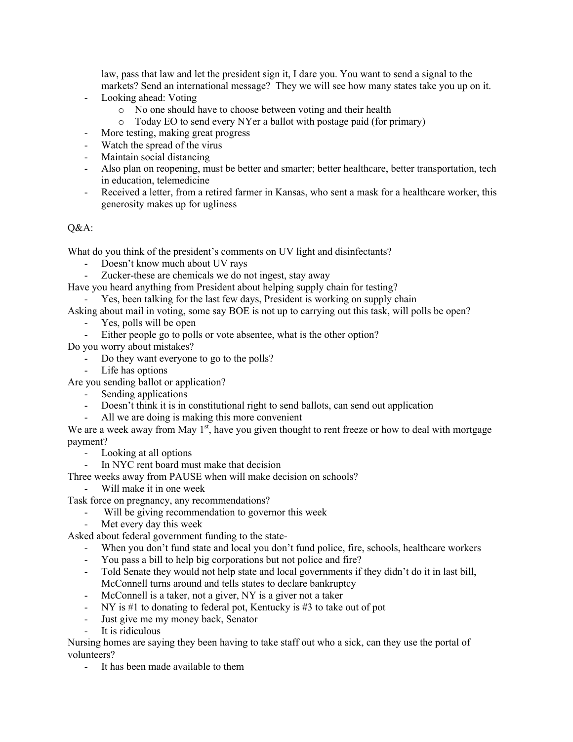law, pass that law and let the president sign it, I dare you. You want to send a signal to the markets? Send an international message? They we will see how many states take you up on it.

- Looking ahead: Voting
  - No one should have to choose between voting and their health
  - Today EO to send every NYer a ballot with postage paid (for primary)
- More testing, making great progress
- Watch the spread of the virus
- Maintain social distancing
- Also plan on reopening, must be better and smarter; better healthcare, better transportation, tech in education, telemedicine
- Received a letter, from a retired farmer in Kansas, who sent a mask for a healthcare worker, this generosity makes up for ugliness

Q&A:

What do you think of the president's comments on UV light and disinfectants?

- Doesn't know much about UV rays
- Zucker-these are chemicals we do not ingest, stay away

Have you heard anything from President about helping supply chain for testing?

- Yes, been talking for the last few days, President is working on supply chain

Asking about mail in voting, some say BOE is not up to carrying out this task, will polls be open?

- Yes, polls will be open
- Either people go to polls or vote absentee, what is the other option?

Do you worry about mistakes?

- Do they want everyone to go to the polls?
- Life has options

Are you sending ballot or application?

- Sending applications
- Doesn't think it is in constitutional right to send ballots, can send out application
- All we are doing is making this more convenient

We are a week away from May 1st, have you given thought to rent freeze or how to deal with mortgage payment?

- Looking at all options
- In NYC rent board must make that decision

Three weeks away from PAUSE when will make decision on schools?

- Will make it in one week

Task force on pregnancy, any recommendations?

- Will be giving recommendation to governor this week
- Met every day this week

Asked about federal government funding to the state-

- When you don't fund state and local you don't fund police, fire, schools, healthcare workers
- You pass a bill to help big corporations but not police and fire?
- Told Senate they would not help state and local governments if they didn't do it in last bill, McConnell turns around and tells states to declare bankruptcy
- McConnell is a taker, not a giver, NY is a giver not a taker
- NY is #1 to donating to federal pot, Kentucky is #3 to take out of pot
- Just give me my money back, Senator
- It is ridiculous

Nursing homes are saying they been having to take staff out who a sick, can they use the portal of volunteers?

- It has been made available to them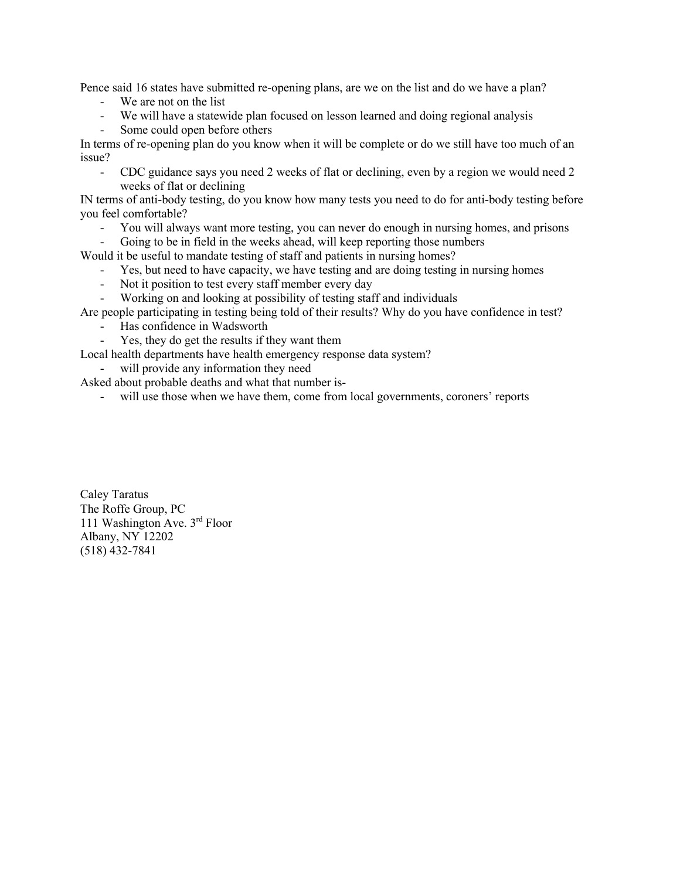Pence said 16 states have submitted re-opening plans, are we on the list and do we have a plan?

- We are not on the list
- We will have a statewide plan focused on lesson learned and doing regional analysis
- Some could open before others

In terms of re-opening plan do you know when it will be complete or do we still have too much of an issue?

- CDC guidance says you need 2 weeks of flat or declining, even by a region we would need 2 weeks of flat or declining

IN terms of anti-body testing, do you know how many tests you need to do for anti-body testing before you feel comfortable?

- You will always want more testing, you can never do enough in nursing homes, and prisons
- Going to be in field in the weeks ahead, will keep reporting those numbers

Would it be useful to mandate testing of staff and patients in nursing homes?

- Yes, but need to have capacity, we have testing and are doing testing in nursing homes
- Not it position to test every staff member every day
- Working on and looking at possibility of testing staff and individuals

Are people participating in testing being told of their results? Why do you have confidence in test?

- Has confidence in Wadsworth
- Yes, they do get the results if they want them

Local health departments have health emergency response data system?

- will provide any information they need

Asked about probable deaths and what that number is-

- will use those when we have them, come from local governments, coroners' reports

Caley Taratus
The Roffe Group, PC
111 Washington Ave. 3rd Floor
Albany, NY 12202
(518) 432-7841